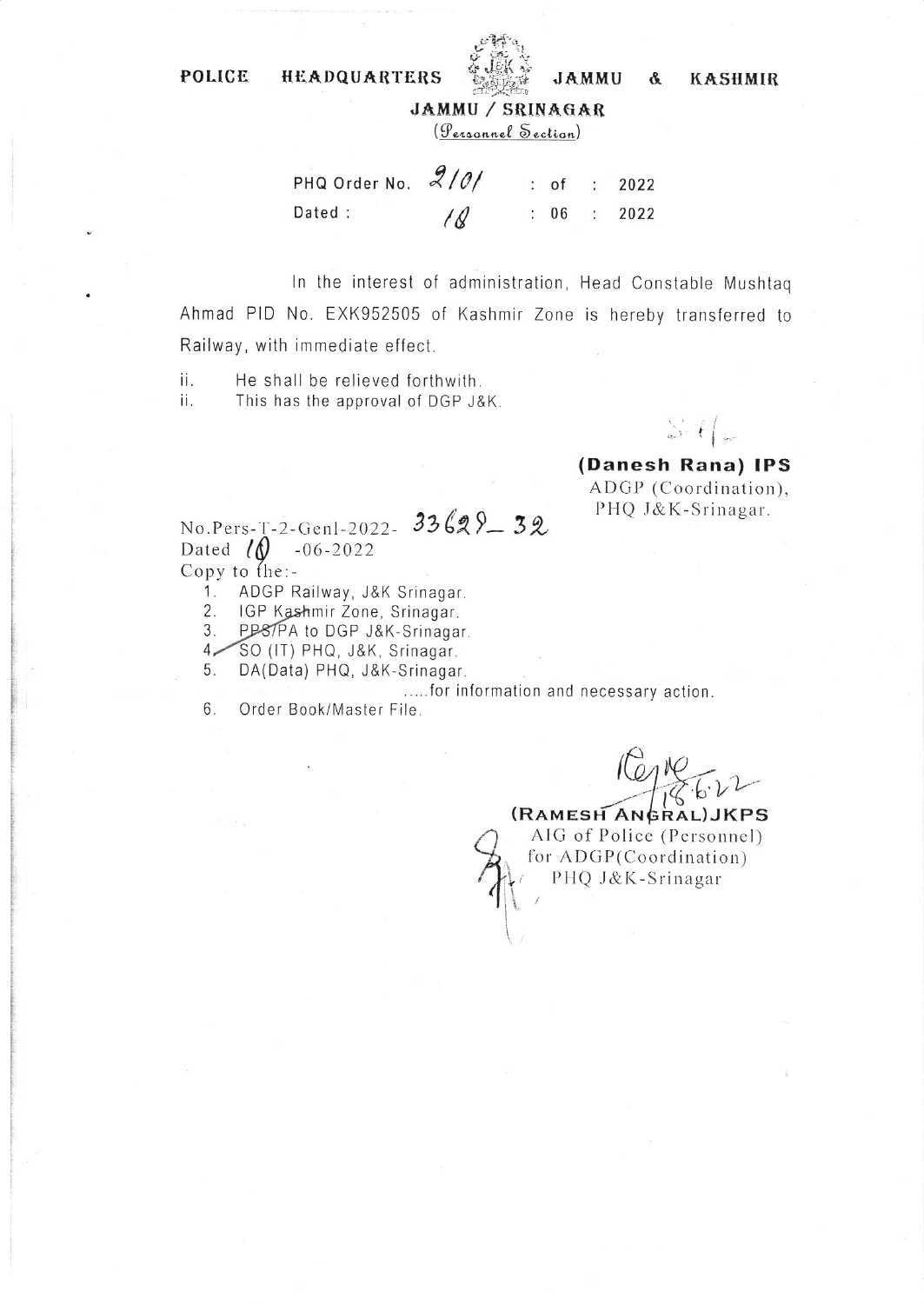**POLICE HEADQUARTERS JAMMU & KASHMIR**

**JAMMU / SRINAGAR**

(Personnel Section)

PHQ Order No. 2101 : of : 2022

Dated : 18 : 06 : 2022

In the interest of administration, Head Constable Mushtaq Ahmad PID No. EXK952505 of Kashmir Zone is hereby transferred to Railway, with immediate effect.

ii. He shall be relieved forthwith.

ii. This has the approval of DGP J&K.

**(Danesh Rana) IPS**
ADGP (Coordination),
PHQ J&K-Srinagar.

No.Pers-T-2-Genl-2022- 33629_32
Dated 18 -06-2022

Copy to the:-

1. ADGP Railway, J&K Srinagar.
2. IGP Kashmir Zone, Srinagar.
3. PPS/PA to DGP J&K-Srinagar.
4. SO (IT) PHQ, J&K, Srinagar.
5. DA(Data) PHQ, J&K-Srinagar.

.....for information and necessary action.

6. Order Book/Master File.

**(RAMESH ANGRAL) JKPS**
AIG of Police (Personnel)
for ADGP(Coordination)
PHQ J&K-Srinagar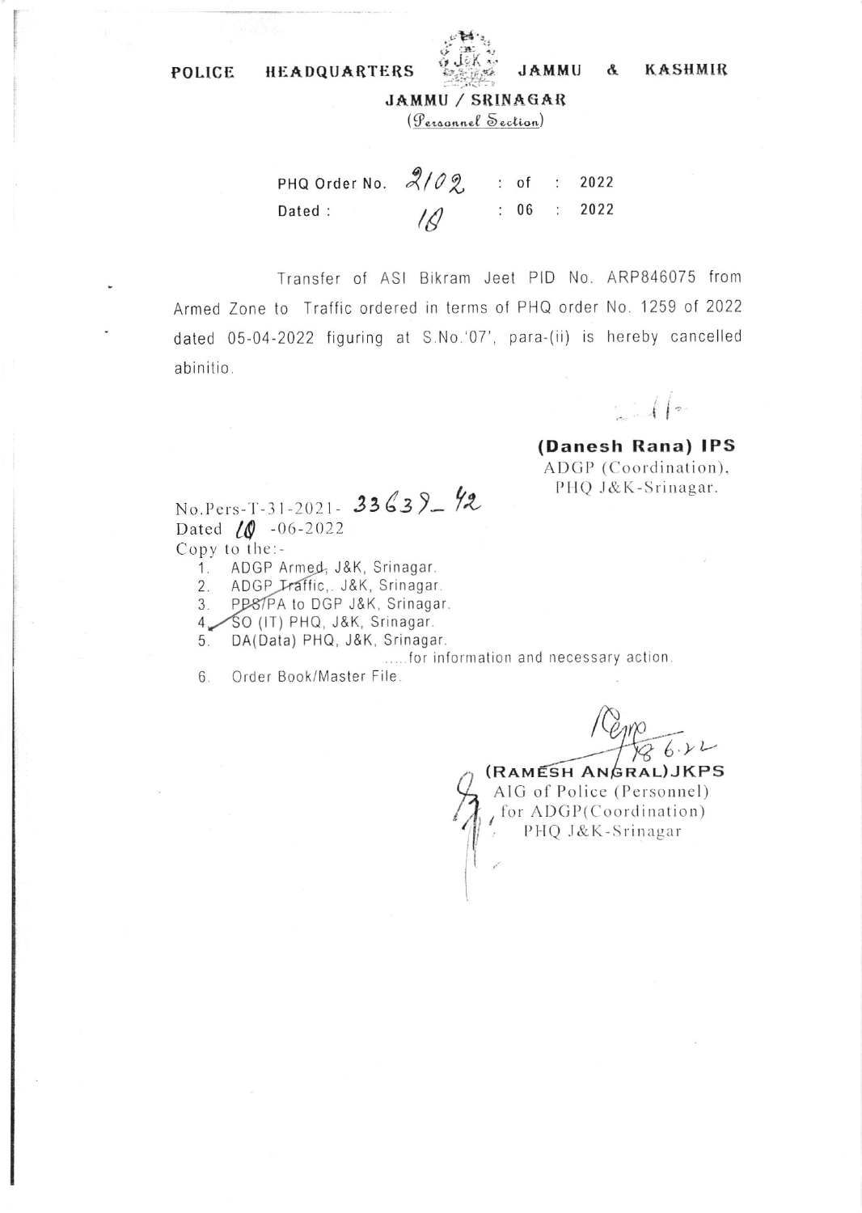**POLICE HEADQUARTERS JAMMU & KASHMIR**

**JAMMU / SRINAGAR**

(Personnel Section)

PHQ Order No. 2102 : of : 2022

Dated : 18 : 06 : 2022

Transfer of ASI Bikram Jeet PID No. ARP846075 from Armed Zone to Traffic ordered in terms of PHQ order No. 1259 of 2022 dated 05-04-2022 figuring at S.No.'07', para-(ii) is hereby cancelled abinitio.

**(Danesh Rana) IPS**
ADGP (Coordination),
PHQ J&K-Srinagar.

No.Pers-T-31-2021- 33639-42
Dated 18 -06-2022
Copy to the:-

1. ADGP Armed, J&K, Srinagar.
2. ADGP Traffic, J&K, Srinagar.
3. PPS/PA to DGP J&K, Srinagar.
4. SO (IT) PHQ, J&K, Srinagar.
5. DA(Data) PHQ, J&K, Srinagar.

.....for information and necessary action.

6. Order Book/Master File.

18.6.22

**(RAMESH ANGRAL)JKPS**
AIG of Police (Personnel)
for ADGP(Coordination)
PHQ J&K-Srinagar